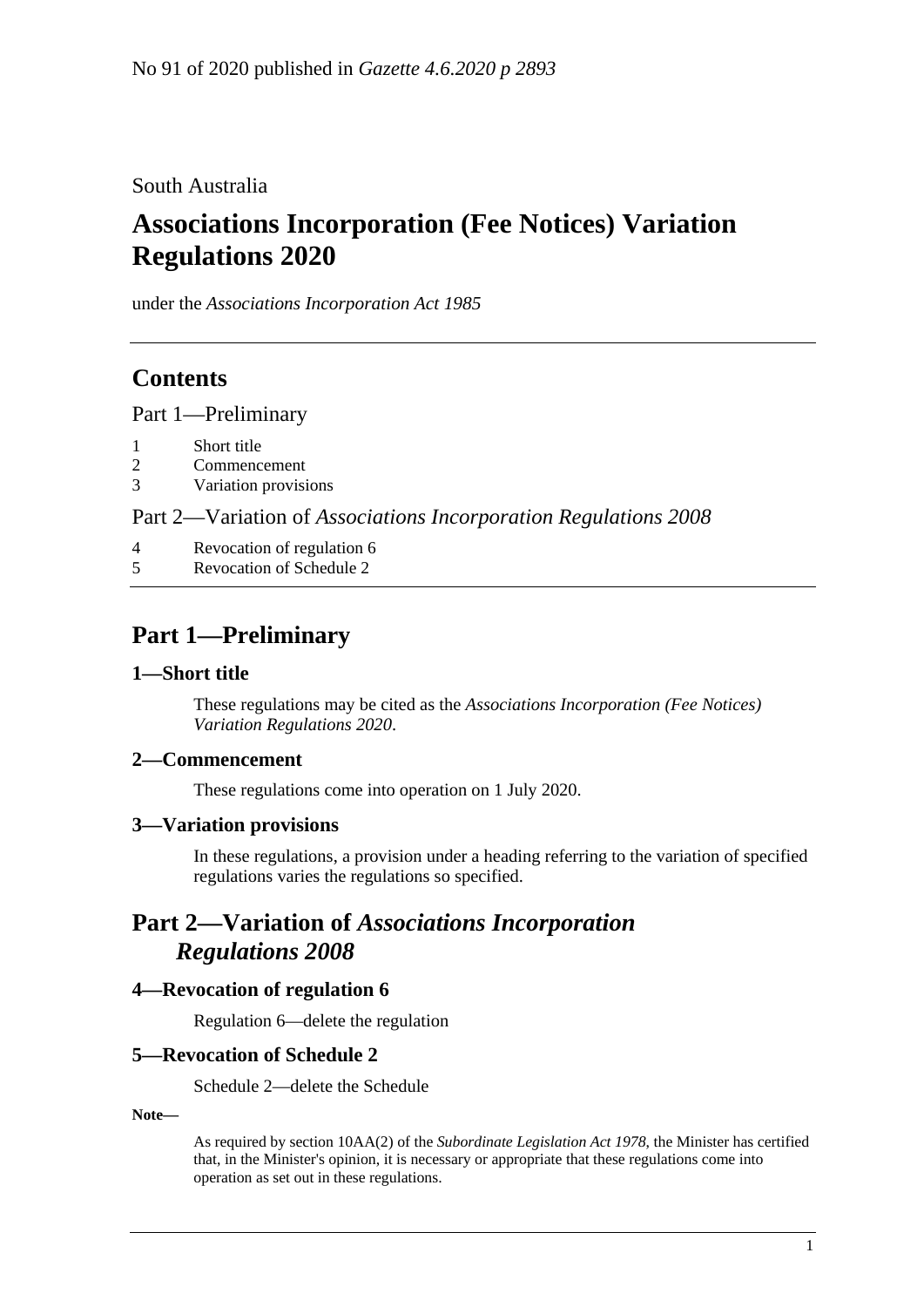No 91 of 2020 published in *Gazette 4.6.2020 p 2893*

South Australia

# Associations Incorporation (Fee Notices) Variation Regulations 2020

under the *Associations Incorporation Act 1985*

## Contents

Part 1—Preliminary

1 Short title
2 Commencement
3 Variation provisions

Part 2—Variation of *Associations Incorporation Regulations 2008*

4 Revocation of regulation 6
5 Revocation of Schedule 2

## Part 1—Preliminary

### 1—Short title

These regulations may be cited as the *Associations Incorporation (Fee Notices) Variation Regulations 2020*.

### 2—Commencement

These regulations come into operation on 1 July 2020.

### 3—Variation provisions

In these regulations, a provision under a heading referring to the variation of specified regulations varies the regulations so specified.

## Part 2—Variation of *Associations Incorporation Regulations 2008*

### 4—Revocation of regulation 6

Regulation 6—delete the regulation

### 5—Revocation of Schedule 2

Schedule 2—delete the Schedule

**Note—**

As required by section 10AA(2) of the *Subordinate Legislation Act 1978*, the Minister has certified that, in the Minister's opinion, it is necessary or appropriate that these regulations come into operation as set out in these regulations.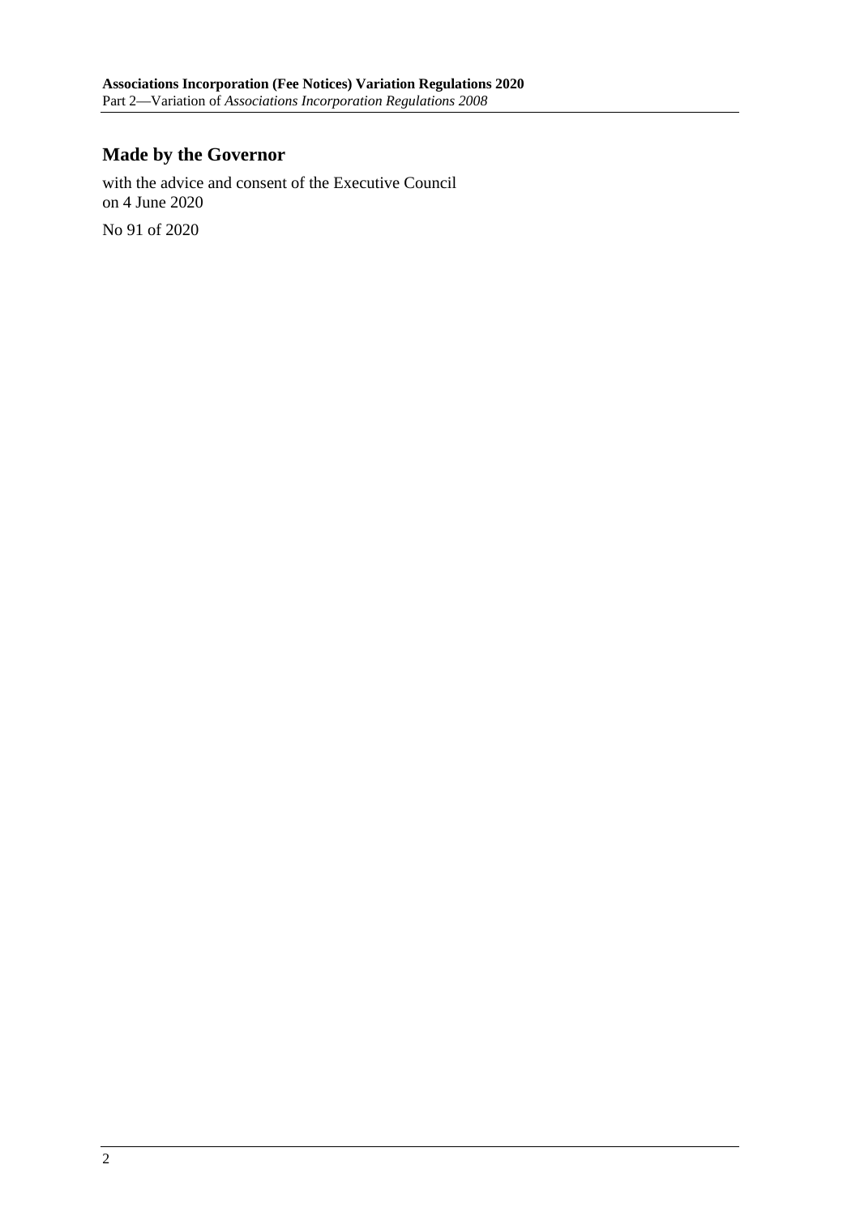## Made by the Governor

with the advice and consent of the Executive Council
on 4 June 2020

No 91 of 2020